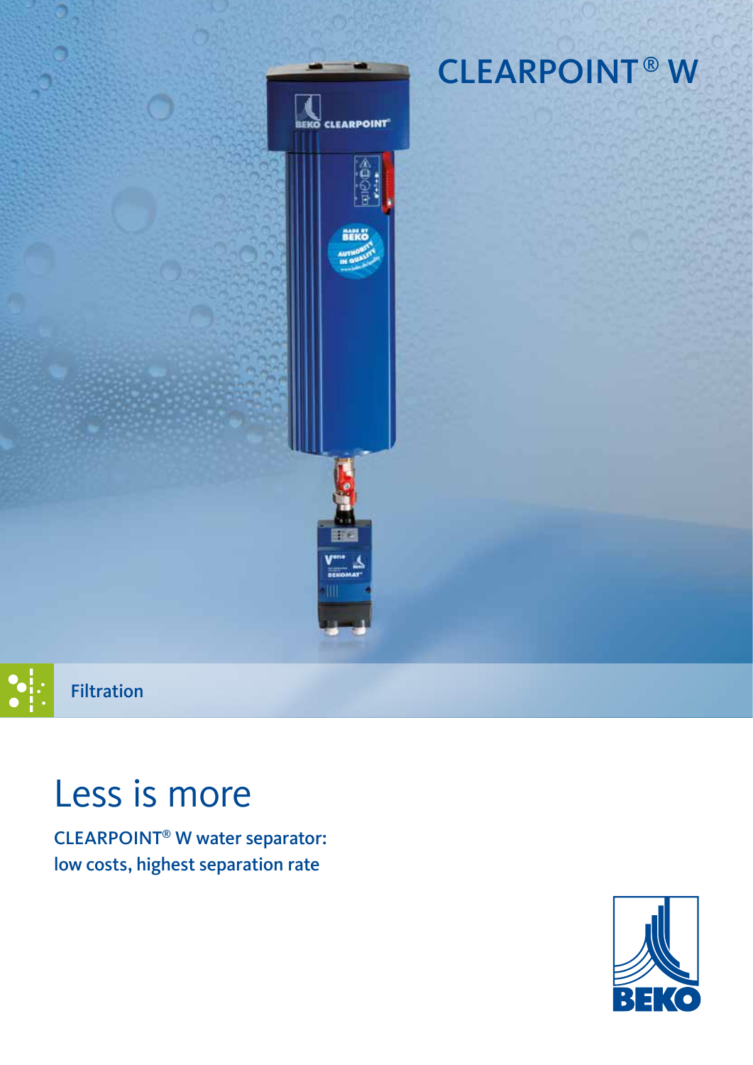# CLEARPOINT® W

Filtration

## Less is more

**CLEARPOINT® W water separator: low costs, highest separation rate**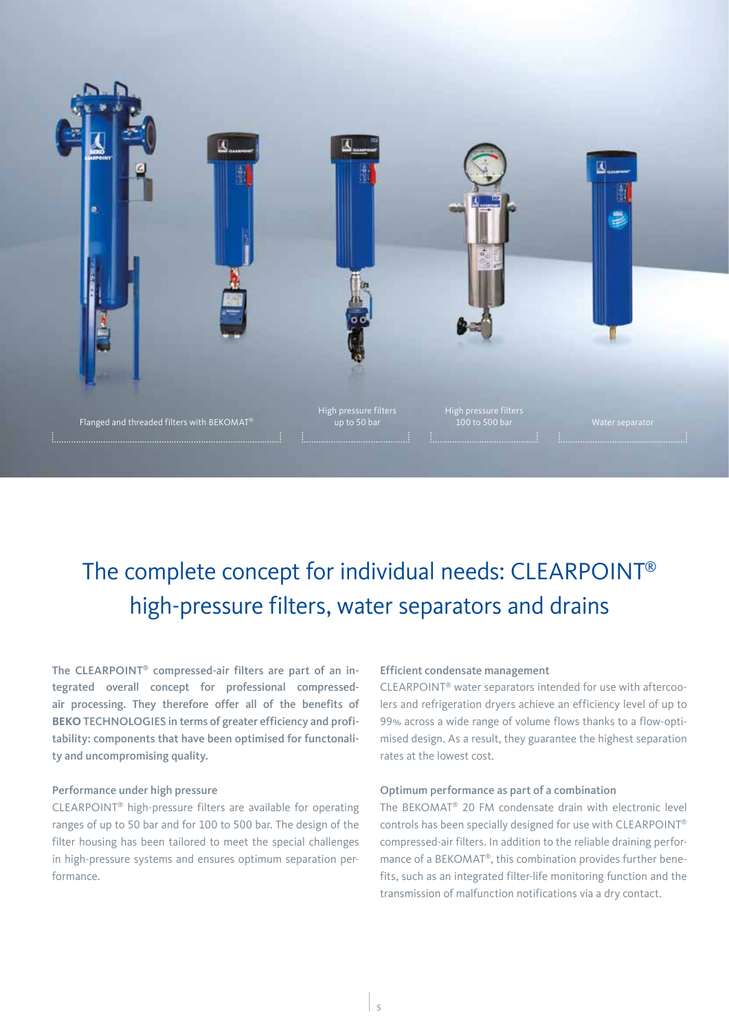Flanged and threaded filters with BEKOMAT®

High pressure filters up to 50 bar

High pressure filters 100 to 500 bar

Water separator

# The complete concept for individual needs: CLEARPOINT® high-pressure filters, water separators and drains

**The CLEARPOINT® compressed-air filters are part of an integrated overall concept for professional compressed-air processing. They therefore offer all of the benefits of BEKO TECHNOLOGIES in terms of greater efficiency and profitability: components that have been optimised for functonality and uncompromising quality.**

### Performance under high pressure

CLEARPOINT® high-pressure filters are available for operating ranges of up to 50 bar and for 100 to 500 bar. The design of the filter housing has been tailored to meet the special challenges in high-pressure systems and ensures optimum separation performance.

### Efficient condensate management

CLEARPOINT® water separators intended for use with aftercoolers and refrigeration dryers achieve an efficiency level of up to 99% across a wide range of volume flows thanks to a flow-optimised design. As a result, they guarantee the highest separation rates at the lowest cost.

### Optimum performance as part of a combination

The BEKOMAT® 20 FM condensate drain with electronic level controls has been specially designed for use with CLEARPOINT® compressed-air filters. In addition to the reliable draining performance of a BEKOMAT®, this combination provides further benefits, such as an integrated filter-life monitoring function and the transmission of malfunction notifications via a dry contact.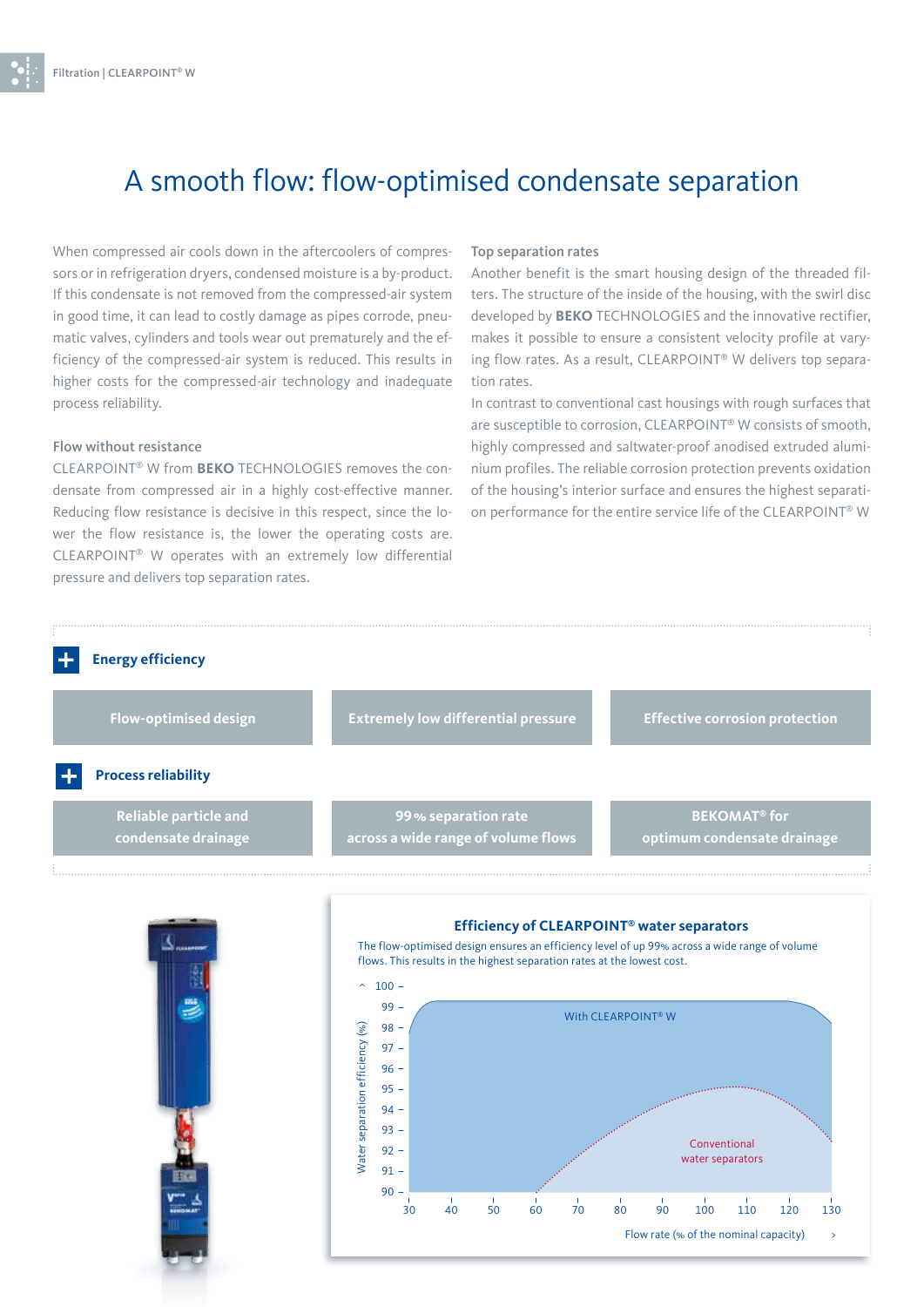# A smooth flow: flow-optimised condensate separation

When compressed air cools down in the aftercoolers of compressors or in refrigeration dryers, condensed moisture is a by-product. If this condensate is not removed from the compressed-air system in good time, it can lead to costly damage as pipes corrode, pneumatic valves, cylinders and tools wear out prematurely and the efficiency of the compressed-air system is reduced. This results in higher costs for the compressed-air technology and inadequate process reliability.

### Flow without resistance

CLEARPOINT® W from **BEKO** TECHNOLOGIES removes the condensate from compressed air in a highly cost-effective manner. Reducing flow resistance is decisive in this respect, since the lower the flow resistance is, the lower the operating costs are. CLEARPOINT® W operates with an extremely low differential pressure and delivers top separation rates.

### Top separation rates

Another benefit is the smart housing design of the threaded filters. The structure of the inside of the housing, with the swirl disc developed by **BEKO** TECHNOLOGIES and the innovative rectifier, makes it possible to ensure a consistent velocity profile at varying flow rates. As a result, CLEARPOINT® W delivers top separation rates.

In contrast to conventional cast housings with rough surfaces that are susceptible to corrosion, CLEARPOINT® W consists of smooth, highly compressed and saltwater-proof anodised extruded aluminium profiles. The reliable corrosion protection prevents oxidation of the housing's interior surface and ensures the highest separation performance for the entire service life of the CLEARPOINT® W

**+ Energy efficiency**

- Flow-optimised design
- Extremely low differential pressure
- Effective corrosion protection

**+ Process reliability**

- Reliable particle and condensate drainage
- 99 % separation rate across a wide range of volume flows
- BEKOMAT® for optimum condensate drainage

**Efficiency of CLEARPOINT® water separators**

The flow-optimised design ensures an efficiency level of up 99% across a wide range of volume flows. This results in the highest separation rates at the lowest cost.

Water separation efficiency (%): 90–100. Flow rate (% of the nominal capacity): 30–130. Curves: With CLEARPOINT® W; Conventional water separators.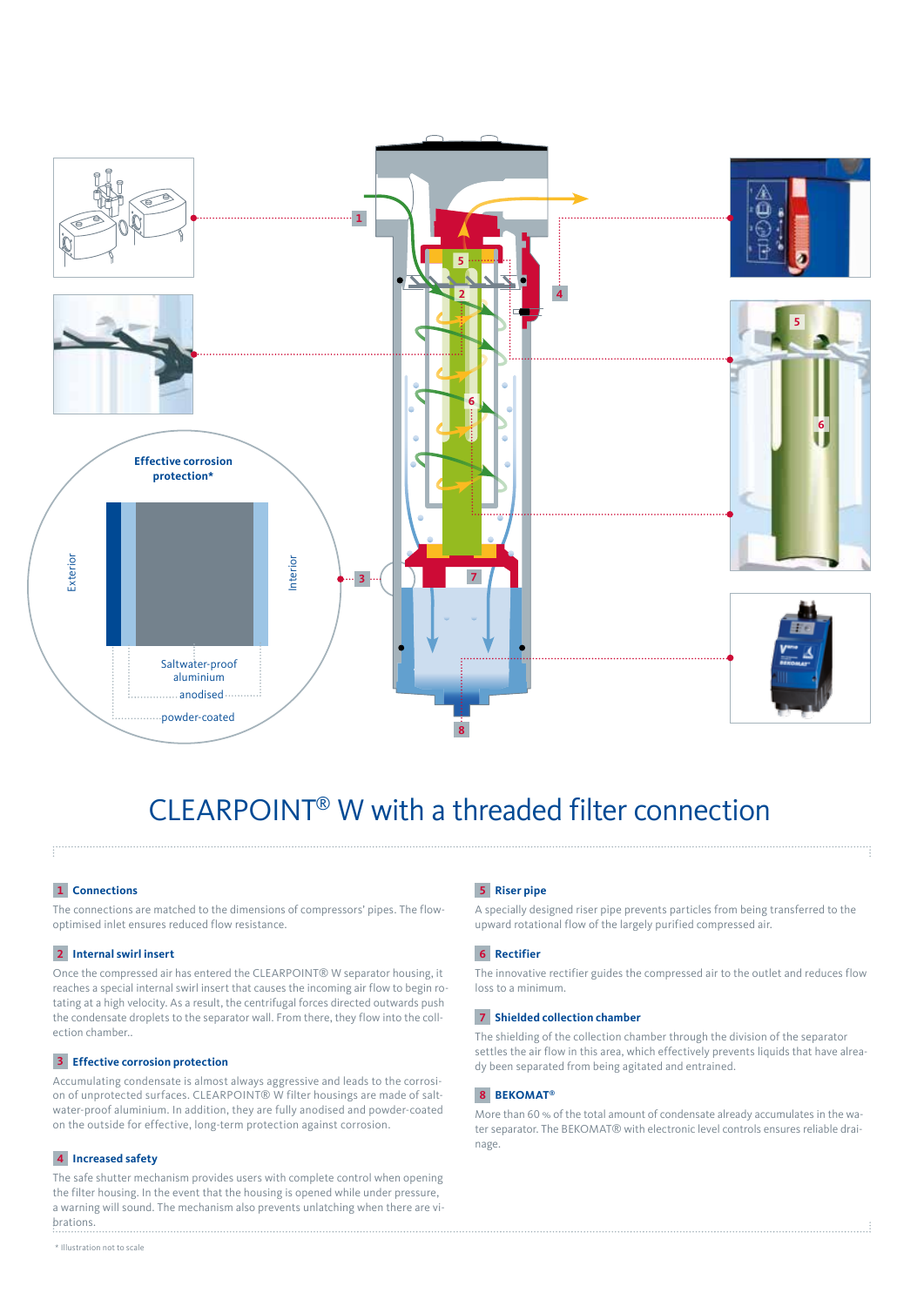Effective corrosion protection*

Exterior

Interior

Saltwater-proof aluminium

anodised

powder-coated

# CLEARPOINT® W with a threaded filter connection

### 1 Connections

The connections are matched to the dimensions of compressors' pipes. The flow-optimised inlet ensures reduced flow resistance.

### 2 Internal swirl insert

Once the compressed air has entered the CLEARPOINT® W separator housing, it reaches a special internal swirl insert that causes the incoming air flow to begin rotating at a high velocity. As a result, the centrifugal forces directed outwards push the condensate droplets to the separator wall. From there, they flow into the collection chamber..

### 3 Effective corrosion protection

Accumulating condensate is almost always aggressive and leads to the corrosion of unprotected surfaces. CLEARPOINT® W filter housings are made of saltwater-proof aluminium. In addition, they are fully anodised and powder-coated on the outside for effective, long-term protection against corrosion.

### 4 Increased safety

The safe shutter mechanism provides users with complete control when opening the filter housing. In the event that the housing is opened while under pressure, a warning will sound. The mechanism also prevents unlatching when there are vibrations.

### 5 Riser pipe

A specially designed riser pipe prevents particles from being transferred to the upward rotational flow of the largely purified compressed air.

### 6 Rectifier

The innovative rectifier guides the compressed air to the outlet and reduces flow loss to a minimum.

### 7 Shielded collection chamber

The shielding of the collection chamber through the division of the separator settles the air flow in this area, which effectively prevents liquids that have already been separated from being agitated and entrained.

### 8 BEKOMAT®

More than 60 % of the total amount of condensate already accumulates in the water separator. The BEKOMAT® with electronic level controls ensures reliable drainage.

* Illustration not to scale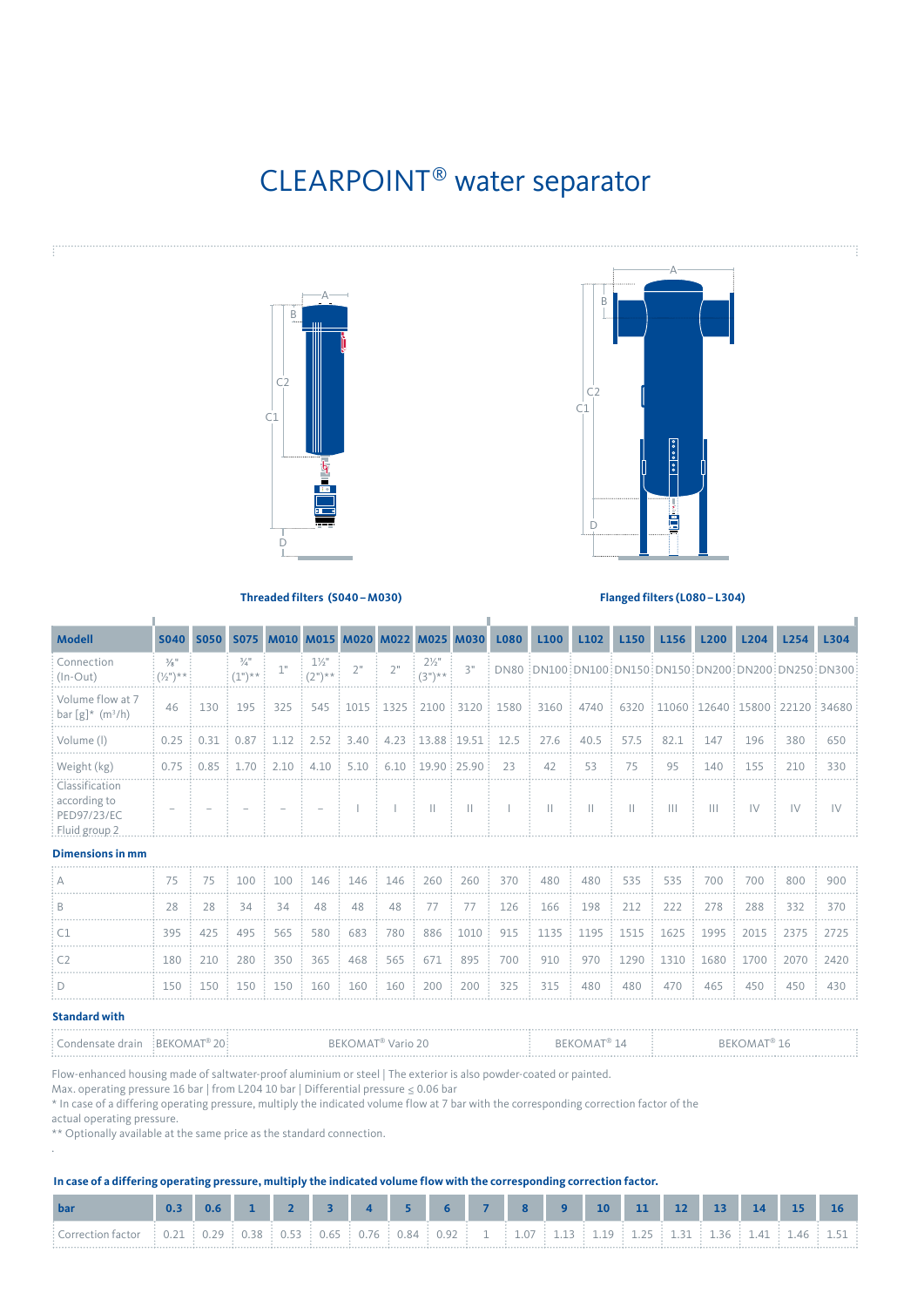# CLEARPOINT® water separator

**Threaded filters (S040 – M030)**

**Flanged filters (L080 – L304)**

| Modell | S040 | S050 | S075 | M010 | M015 | M020 | M022 | M025 | M030 | L080 | L100 | L102 | L150 | L156 | L200 | L204 | L254 | L304 |
|---|---|---|---|---|---|---|---|---|---|---|---|---|---|---|---|---|---|---|
| Connection (In-Out) | ⅜" (½")** | | ¾" (1")** | 1" | 1½" (2")** | 2" | 2" | 2½" (3")** | 3" | DN80 | DN100 | DN100 | DN150 | DN150 | DN200 | DN200 | DN250 | DN300 |
| Volume flow at 7 bar [g]* ($m^3$/h) | 46 | 130 | 195 | 325 | 545 | 1015 | 1325 | 2100 | 3120 | 1580 | 3160 | 4740 | 6320 | 11060 | 12640 | 15800 | 22120 | 34680 |
| Volume (l) | 0.25 | 0.31 | 0.87 | 1.12 | 2.52 | 3.40 | 4.23 | 13.88 | 19.51 | 12.5 | 27.6 | 40.5 | 57.5 | 82.1 | 147 | 196 | 380 | 650 |
| Weight (kg) | 0.75 | 0.85 | 1.70 | 2.10 | 4.10 | 5.10 | 6.10 | 19.90 | 25.90 | 23 | 42 | 53 | 75 | 95 | 140 | 155 | 210 | 330 |
| Classification according to PED97/23/EC Fluid group 2 | – | – | – | – | – | I | I | II | II | I | II | II | II | III | III | IV | IV | IV |
| **Dimensions in mm** | | | | | | | | | | | | | | | | | | |
| A | 75 | 75 | 100 | 100 | 146 | 146 | 146 | 260 | 260 | 370 | 480 | 480 | 535 | 535 | 700 | 700 | 800 | 900 |
| B | 28 | 28 | 34 | 34 | 48 | 48 | 48 | 77 | 77 | 126 | 166 | 198 | 212 | 222 | 278 | 288 | 332 | 370 |
| C1 | 395 | 425 | 495 | 565 | 580 | 683 | 780 | 886 | 1010 | 915 | 1135 | 1195 | 1515 | 1625 | 1995 | 2015 | 2375 | 2725 |
| C2 | 180 | 210 | 280 | 350 | 365 | 468 | 565 | 671 | 895 | 700 | 910 | 970 | 1290 | 1310 | 1680 | 1700 | 2070 | 2420 |
| D | 150 | 150 | 150 | 150 | 160 | 160 | 160 | 200 | 200 | 325 | 315 | 480 | 480 | 470 | 465 | 450 | 450 | 430 |
| **Standard with** | | | | | | | | | | | | | | | | | | |
| Condensate drain | BEKOMAT® 20 | BEKOMAT® Vario 20 | | | | | | | | | BEKOMAT® 14 | | | BEKOMAT® 16 | | | | |

Flow-enhanced housing made of saltwater-proof aluminium or steel | The exterior is also powder-coated or painted.
Max. operating pressure 16 bar | from L204 10 bar | Differential pressure ≤ 0.06 bar
* In case of a differing operating pressure, multiply the indicated volume flow at 7 bar with the corresponding correction factor of the actual operating pressure.
** Optionally available at the same price as the standard connection.

**In case of a differing operating pressure, multiply the indicated volume flow with the corresponding correction factor.**

| bar | 0.3 | 0.6 | 1 | 2 | 3 | 4 | 5 | 6 | 7 | 8 | 9 | 10 | 11 | 12 | 13 | 14 | 15 | 16 |
|---|---|---|---|---|---|---|---|---|---|---|---|---|---|---|---|---|---|---|
| Correction factor | 0.21 | 0.29 | 0.38 | 0.53 | 0.65 | 0.76 | 0.84 | 0.92 | 1 | 1.07 | 1.13 | 1.19 | 1.25 | 1.31 | 1.36 | 1.41 | 1.46 | 1.51 |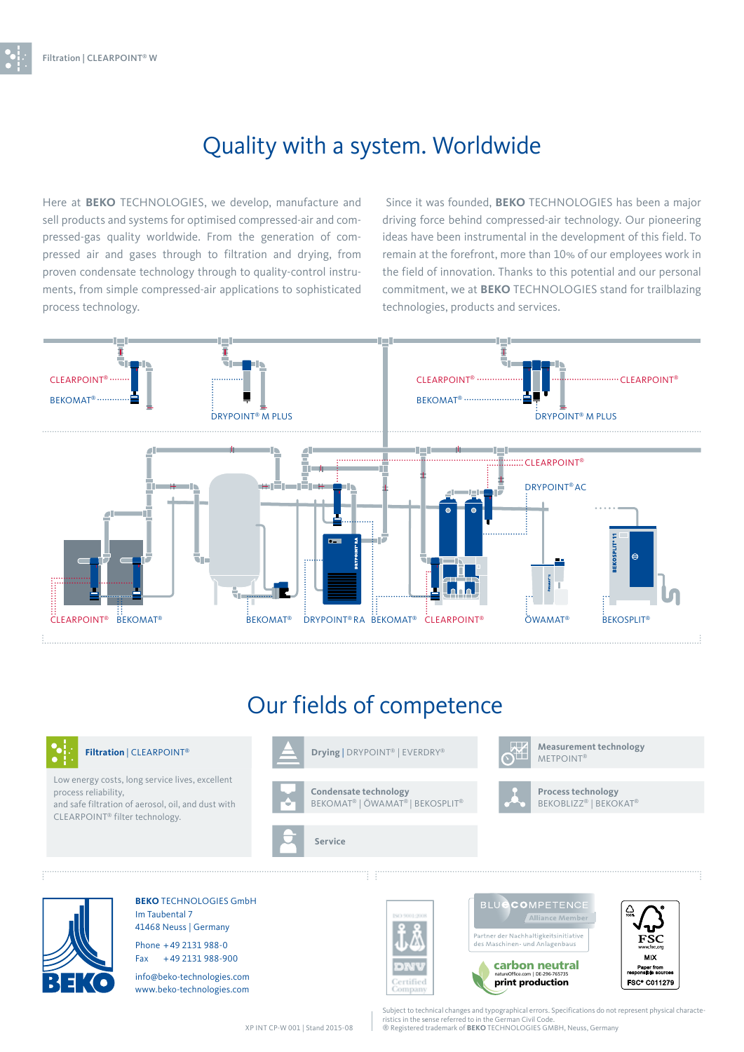# Quality with a system. Worldwide

Here at **BEKO** TECHNOLOGIES, we develop, manufacture and sell products and systems for optimised compressed-air and compressed-gas quality worldwide. From the generation of compressed air and gases through to filtration and drying, from proven condensate technology through to quality-control instruments, from simple compressed-air applications to sophisticated process technology.

Since it was founded, **BEKO** TECHNOLOGIES has been a major driving force behind compressed-air technology. Our pioneering ideas have been instrumental in the development of this field. To remain at the forefront, more than 10% of our employees work in the field of innovation. Thanks to this potential and our personal commitment, we at **BEKO** TECHNOLOGIES stand for trailblazing technologies, products and services.

CLEARPOINT®
BEKOMAT®
DRYPOINT® M PLUS
CLEARPOINT®
BEKOMAT®
CLEARPOINT®
DRYPOINT® M PLUS
CLEARPOINT®
DRYPOINT® AC
CLEARPOINT®
BEKOMAT®
BEKOMAT®
DRYPOINT® RA
BEKOMAT®
CLEARPOINT®
ÖWAMAT®
BEKOSPLIT®

# Our fields of competence

**Filtration** | CLEARPOINT®

Low energy costs, long service lives, excellent process reliability,
and safe filtration of aerosol, oil, and dust with CLEARPOINT® filter technology.

**Drying** | DRYPOINT® | EVERDRY®

**Condensate technology**
BEKOMAT® | ÖWAMAT® | BEKOSPLIT®

**Service**

**Measurement technology**
METPOINT®

**Process technology**
BEKOBLIZZ® | BEKOKAT®

**BEKO** TECHNOLOGIES GmbH
Im Taubental 7
41468 Neuss | Germany

Phone +49 2131 988-0
Fax +49 2131 988-900

info@beko-technologies.com
www.beko-technologies.com

XP INT CP-W 001 | Stand 2015-08

Subject to technical changes and typographical errors. Specifications do not represent physical characteristics in the sense referred to in the German Civil Code.
® Registered trademark of **BEKO** TECHNOLOGIES GMBH, Neuss, Germany